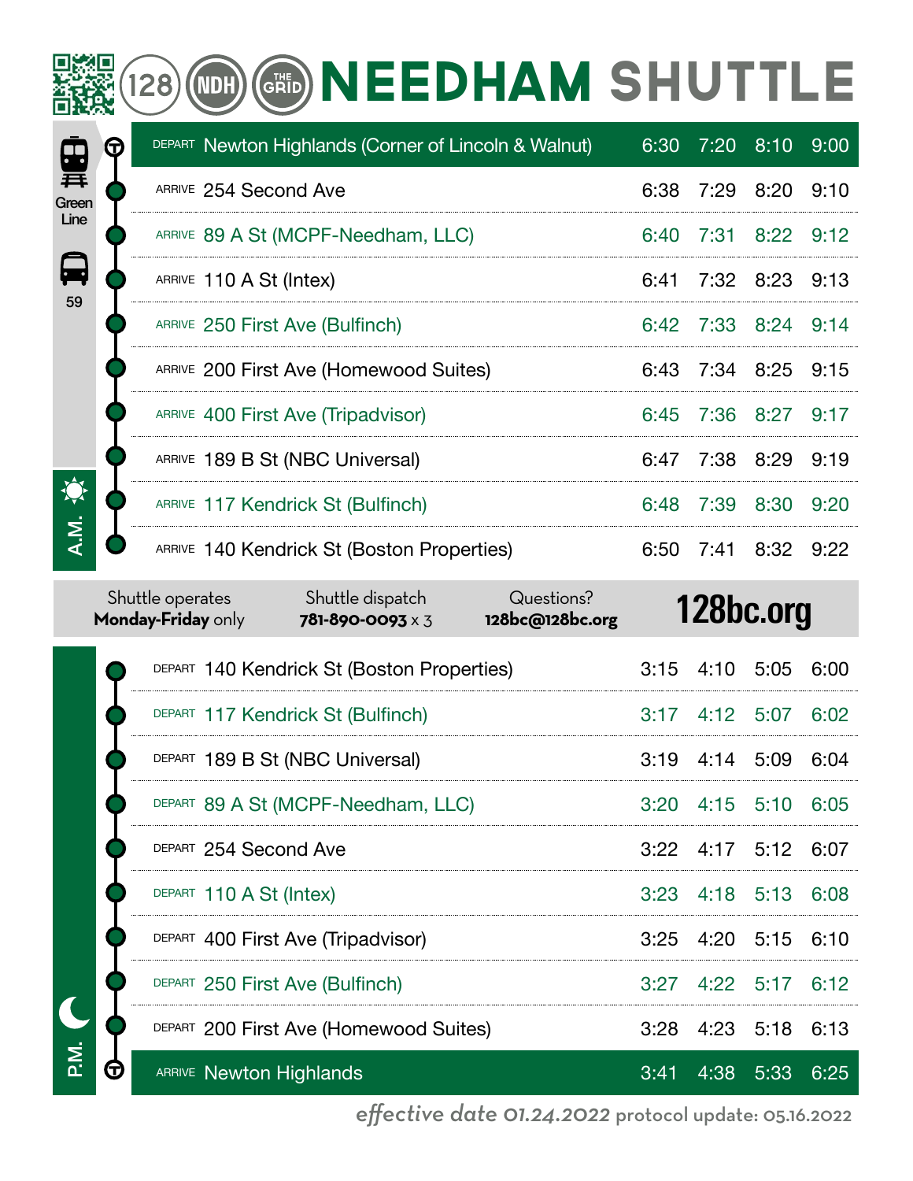# 128 NDH THE GRID NEEDHAM SHUTTLE

Green Line | 59

## A.M.

| | Stop | | | | |
|---|---|---|---|---|---|
| DEPART | Newton Highlands (Corner of Lincoln & Walnut) | 6:30 | 7:20 | 8:10 | 9:00 |
| ARRIVE | 254 Second Ave | 6:38 | 7:29 | 8:20 | 9:10 |
| ARRIVE | 89 A St (MCPF-Needham, LLC) | 6:40 | 7:31 | 8:22 | 9:12 |
| ARRIVE | 110 A St (Intex) | 6:41 | 7:32 | 8:23 | 9:13 |
| ARRIVE | 250 First Ave (Bulfinch) | 6:42 | 7:33 | 8:24 | 9:14 |
| ARRIVE | 200 First Ave (Homewood Suites) | 6:43 | 7:34 | 8:25 | 9:15 |
| ARRIVE | 400 First Ave (Tripadvisor) | 6:45 | 7:36 | 8:27 | 9:17 |
| ARRIVE | 189 B St (NBC Universal) | 6:47 | 7:38 | 8:29 | 9:19 |
| ARRIVE | 117 Kendrick St (Bulfinch) | 6:48 | 7:39 | 8:30 | 9:20 |
| ARRIVE | 140 Kendrick St (Boston Properties) | 6:50 | 7:41 | 8:32 | 9:22 |

Shuttle operates **Monday-Friday** only

Shuttle dispatch **781-890-0093** x 3

Questions? **128bc@128bc.org**

**128bc.org**

## P.M.

| | Stop | | | | |
|---|---|---|---|---|---|
| DEPART | 140 Kendrick St (Boston Properties) | 3:15 | 4:10 | 5:05 | 6:00 |
| DEPART | 117 Kendrick St (Bulfinch) | 3:17 | 4:12 | 5:07 | 6:02 |
| DEPART | 189 B St (NBC Universal) | 3:19 | 4:14 | 5:09 | 6:04 |
| DEPART | 89 A St (MCPF-Needham, LLC) | 3:20 | 4:15 | 5:10 | 6:05 |
| DEPART | 254 Second Ave | 3:22 | 4:17 | 5:12 | 6:07 |
| DEPART | 110 A St (Intex) | 3:23 | 4:18 | 5:13 | 6:08 |
| DEPART | 400 First Ave (Tripadvisor) | 3:25 | 4:20 | 5:15 | 6:10 |
| DEPART | 250 First Ave (Bulfinch) | 3:27 | 4:22 | 5:17 | 6:12 |
| DEPART | 200 First Ave (Homewood Suites) | 3:28 | 4:23 | 5:18 | 6:13 |
| ARRIVE | Newton Highlands | 3:41 | 4:38 | 5:33 | 6:25 |

*effective date 01.24.2022* protocol update: 05.16.2022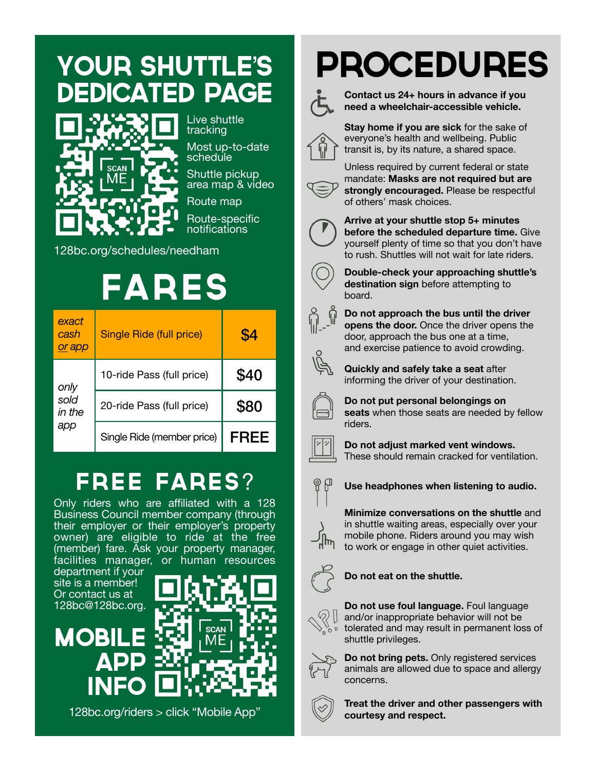# YOUR SHUTTLE'S DEDICATED PAGE

- Live shuttle tracking
- Most up-to-date schedule
- Shuttle pickup area map & video
- Route map
- Route-specific notifications

128bc.org/schedules/needham

# FARES

| | | |
|---|---|---|
| *exact cash or app* | Single Ride (full price) | $4 |
| *only sold in the app* | 10-ride Pass (full price) | $40 |
| | 20-ride Pass (full price) | $80 |
| | Single Ride (member price) | FREE |

## FREE FARES?

Only riders who are affiliated with a 128 Business Council member company (through their employer or their employer's property owner) are eligible to ride at the free (member) fare. Ask your property manager, facilities manager, or human resources department if your site is a member! Or contact us at 128bc@128bc.org.

## MOBILE APP INFO

128bc.org/riders > click "Mobile App"

# PROCEDURES

**Contact us 24+ hours in advance if you need a wheelchair-accessible vehicle.**

**Stay home if you are sick** for the sake of everyone's health and wellbeing. Public transit is, by its nature, a shared space.

Unless required by current federal or state mandate: **Masks are not required but are strongly encouraged.** Please be respectful of others' mask choices.

**Arrive at your shuttle stop 5+ minutes before the scheduled departure time.** Give yourself plenty of time so that you don't have to rush. Shuttles will not wait for late riders.

**Double-check your approaching shuttle's destination sign** before attempting to board.

**Do not approach the bus until the driver opens the door.** Once the driver opens the door, approach the bus one at a time, and exercise patience to avoid crowding.

**Quickly and safely take a seat** after informing the driver of your destination.

**Do not put personal belongings on seats** when those seats are needed by fellow riders.

**Do not adjust marked vent windows.** These should remain cracked for ventilation.

**Use headphones when listening to audio.**

**Minimize conversations on the shuttle** and in shuttle waiting areas, especially over your mobile phone. Riders around you may wish to work or engage in other quiet activities.

**Do not eat on the shuttle.**

**Do not use foul language.** Foul language and/or inappropriate behavior will not be tolerated and may result in permanent loss of shuttle privileges.

**Do not bring pets.** Only registered services animals are allowed due to space and allergy concerns.

**Treat the driver and other passengers with courtesy and respect.**